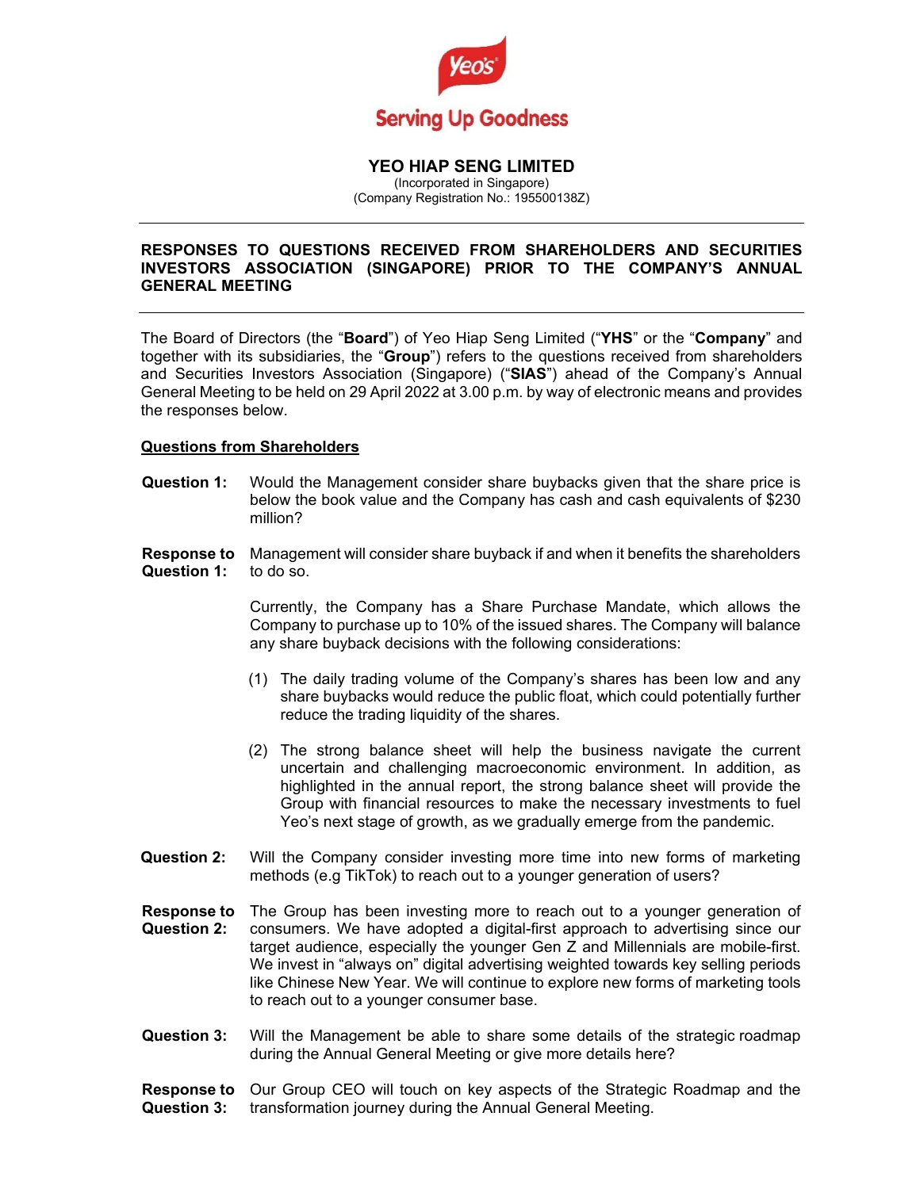Serving Up Goodness

# YEO HIAP SENG LIMITED

(Incorporated in Singapore)
(Company Registration No.: 195500138Z)

---

## RESPONSES TO QUESTIONS RECEIVED FROM SHAREHOLDERS AND SECURITIES INVESTORS ASSOCIATION (SINGAPORE) PRIOR TO THE COMPANY'S ANNUAL GENERAL MEETING

---

The Board of Directors (the "**Board**") of Yeo Hiap Seng Limited ("**YHS**" or the "**Company**" and together with its subsidiaries, the "**Group**") refers to the questions received from shareholders and Securities Investors Association (Singapore) ("**SIAS**") ahead of the Company's Annual General Meeting to be held on 29 April 2022 at 3.00 p.m. by way of electronic means and provides the responses below.

### Questions from Shareholders

**Question 1:** Would the Management consider share buybacks given that the share price is below the book value and the Company has cash and cash equivalents of $230 million?

**Response to Question 1:** Management will consider share buyback if and when it benefits the shareholders to do so.

Currently, the Company has a Share Purchase Mandate, which allows the Company to purchase up to 10% of the issued shares. The Company will balance any share buyback decisions with the following considerations:

(1) The daily trading volume of the Company's shares has been low and any share buybacks would reduce the public float, which could potentially further reduce the trading liquidity of the shares.

(2) The strong balance sheet will help the business navigate the current uncertain and challenging macroeconomic environment. In addition, as highlighted in the annual report, the strong balance sheet will provide the Group with financial resources to make the necessary investments to fuel Yeo's next stage of growth, as we gradually emerge from the pandemic.

**Question 2:** Will the Company consider investing more time into new forms of marketing methods (e.g TikTok) to reach out to a younger generation of users?

**Response to Question 2:** The Group has been investing more to reach out to a younger generation of consumers. We have adopted a digital-first approach to advertising since our target audience, especially the younger Gen Z and Millennials are mobile-first. We invest in "always on" digital advertising weighted towards key selling periods like Chinese New Year. We will continue to explore new forms of marketing tools to reach out to a younger consumer base.

**Question 3:** Will the Management be able to share some details of the strategic roadmap during the Annual General Meeting or give more details here?

**Response to Question 3:** Our Group CEO will touch on key aspects of the Strategic Roadmap and the transformation journey during the Annual General Meeting.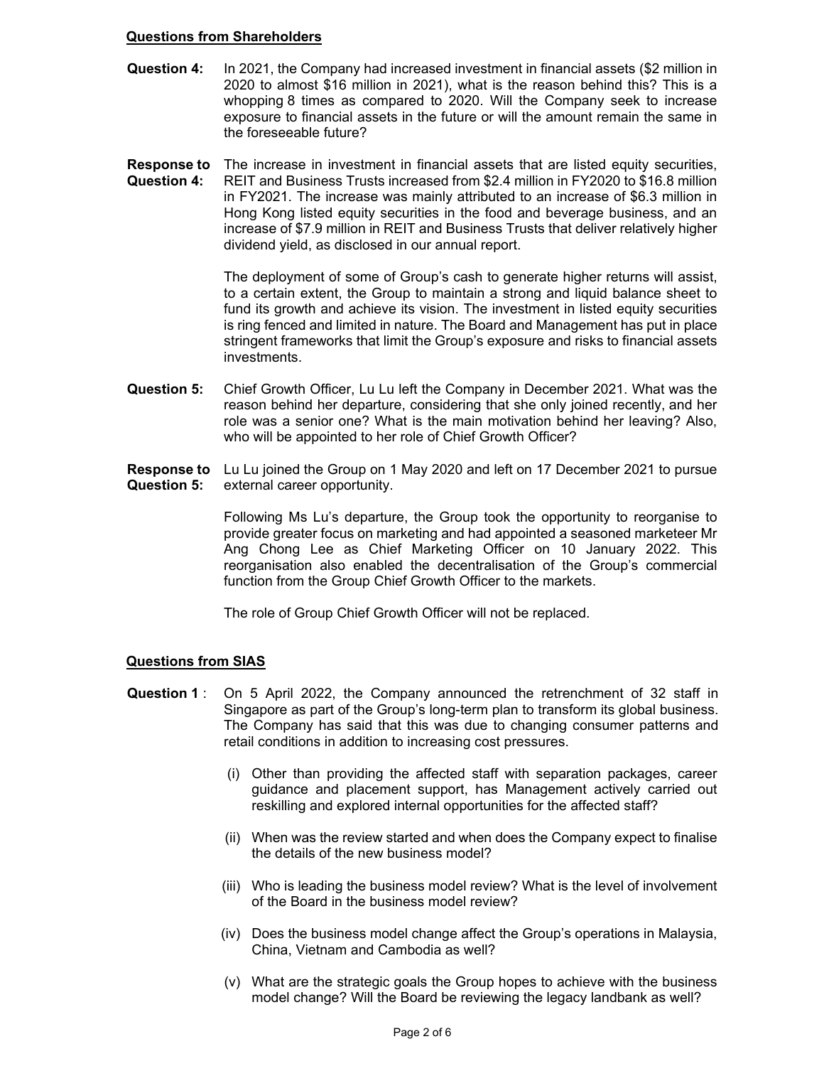**Questions from Shareholders**

**Question 4:** In 2021, the Company had increased investment in financial assets ($2 million in 2020 to almost $16 million in 2021), what is the reason behind this? This is a whopping 8 times as compared to 2020. Will the Company seek to increase exposure to financial assets in the future or will the amount remain the same in the foreseeable future?

**Response to Question 4:** The increase in investment in financial assets that are listed equity securities, REIT and Business Trusts increased from $2.4 million in FY2020 to $16.8 million in FY2021. The increase was mainly attributed to an increase of $6.3 million in Hong Kong listed equity securities in the food and beverage business, and an increase of $7.9 million in REIT and Business Trusts that deliver relatively higher dividend yield, as disclosed in our annual report.

The deployment of some of Group's cash to generate higher returns will assist, to a certain extent, the Group to maintain a strong and liquid balance sheet to fund its growth and achieve its vision. The investment in listed equity securities is ring fenced and limited in nature. The Board and Management has put in place stringent frameworks that limit the Group's exposure and risks to financial assets investments.

**Question 5:** Chief Growth Officer, Lu Lu left the Company in December 2021. What was the reason behind her departure, considering that she only joined recently, and her role was a senior one? What is the main motivation behind her leaving? Also, who will be appointed to her role of Chief Growth Officer?

**Response to Question 5:** Lu Lu joined the Group on 1 May 2020 and left on 17 December 2021 to pursue external career opportunity.

Following Ms Lu's departure, the Group took the opportunity to reorganise to provide greater focus on marketing and had appointed a seasoned marketeer Mr Ang Chong Lee as Chief Marketing Officer on 10 January 2022. This reorganisation also enabled the decentralisation of the Group's commercial function from the Group Chief Growth Officer to the markets.

The role of Group Chief Growth Officer will not be replaced.

**Questions from SIAS**

**Question 1** : On 5 April 2022, the Company announced the retrenchment of 32 staff in Singapore as part of the Group's long-term plan to transform its global business. The Company has said that this was due to changing consumer patterns and retail conditions in addition to increasing cost pressures.

(i) Other than providing the affected staff with separation packages, career guidance and placement support, has Management actively carried out reskilling and explored internal opportunities for the affected staff?

(ii) When was the review started and when does the Company expect to finalise the details of the new business model?

(iii) Who is leading the business model review? What is the level of involvement of the Board in the business model review?

(iv) Does the business model change affect the Group's operations in Malaysia, China, Vietnam and Cambodia as well?

(v) What are the strategic goals the Group hopes to achieve with the business model change? Will the Board be reviewing the legacy landbank as well?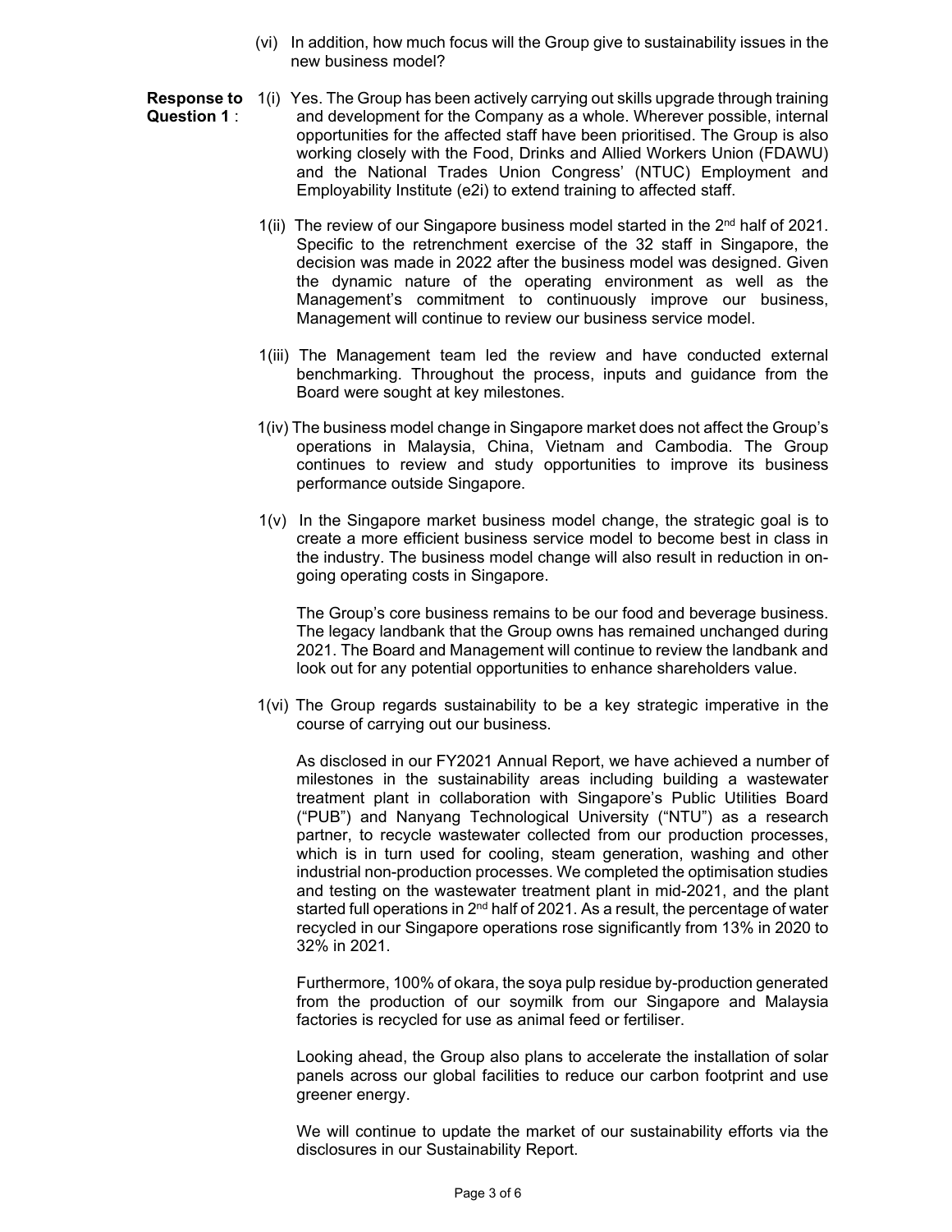(vi) In addition, how much focus will the Group give to sustainability issues in the new business model?

**Response to Question 1** :

1(i) Yes. The Group has been actively carrying out skills upgrade through training and development for the Company as a whole. Wherever possible, internal opportunities for the affected staff have been prioritised. The Group is also working closely with the Food, Drinks and Allied Workers Union (FDAWU) and the National Trades Union Congress' (NTUC) Employment and Employability Institute (e2i) to extend training to affected staff.

1(ii) The review of our Singapore business model started in the 2nd half of 2021. Specific to the retrenchment exercise of the 32 staff in Singapore, the decision was made in 2022 after the business model was designed. Given the dynamic nature of the operating environment as well as the Management's commitment to continuously improve our business, Management will continue to review our business service model.

1(iii) The Management team led the review and have conducted external benchmarking. Throughout the process, inputs and guidance from the Board were sought at key milestones.

1(iv) The business model change in Singapore market does not affect the Group's operations in Malaysia, China, Vietnam and Cambodia. The Group continues to review and study opportunities to improve its business performance outside Singapore.

1(v) In the Singapore market business model change, the strategic goal is to create a more efficient business service model to become best in class in the industry. The business model change will also result in reduction in on-going operating costs in Singapore.

The Group's core business remains to be our food and beverage business. The legacy landbank that the Group owns has remained unchanged during 2021. The Board and Management will continue to review the landbank and look out for any potential opportunities to enhance shareholders value.

1(vi) The Group regards sustainability to be a key strategic imperative in the course of carrying out our business.

As disclosed in our FY2021 Annual Report, we have achieved a number of milestones in the sustainability areas including building a wastewater treatment plant in collaboration with Singapore's Public Utilities Board ("PUB") and Nanyang Technological University ("NTU") as a research partner, to recycle wastewater collected from our production processes, which is in turn used for cooling, steam generation, washing and other industrial non-production processes. We completed the optimisation studies and testing on the wastewater treatment plant in mid-2021, and the plant started full operations in 2nd half of 2021. As a result, the percentage of water recycled in our Singapore operations rose significantly from 13% in 2020 to 32% in 2021.

Furthermore, 100% of okara, the soya pulp residue by-production generated from the production of our soymilk from our Singapore and Malaysia factories is recycled for use as animal feed or fertiliser.

Looking ahead, the Group also plans to accelerate the installation of solar panels across our global facilities to reduce our carbon footprint and use greener energy.

We will continue to update the market of our sustainability efforts via the disclosures in our Sustainability Report.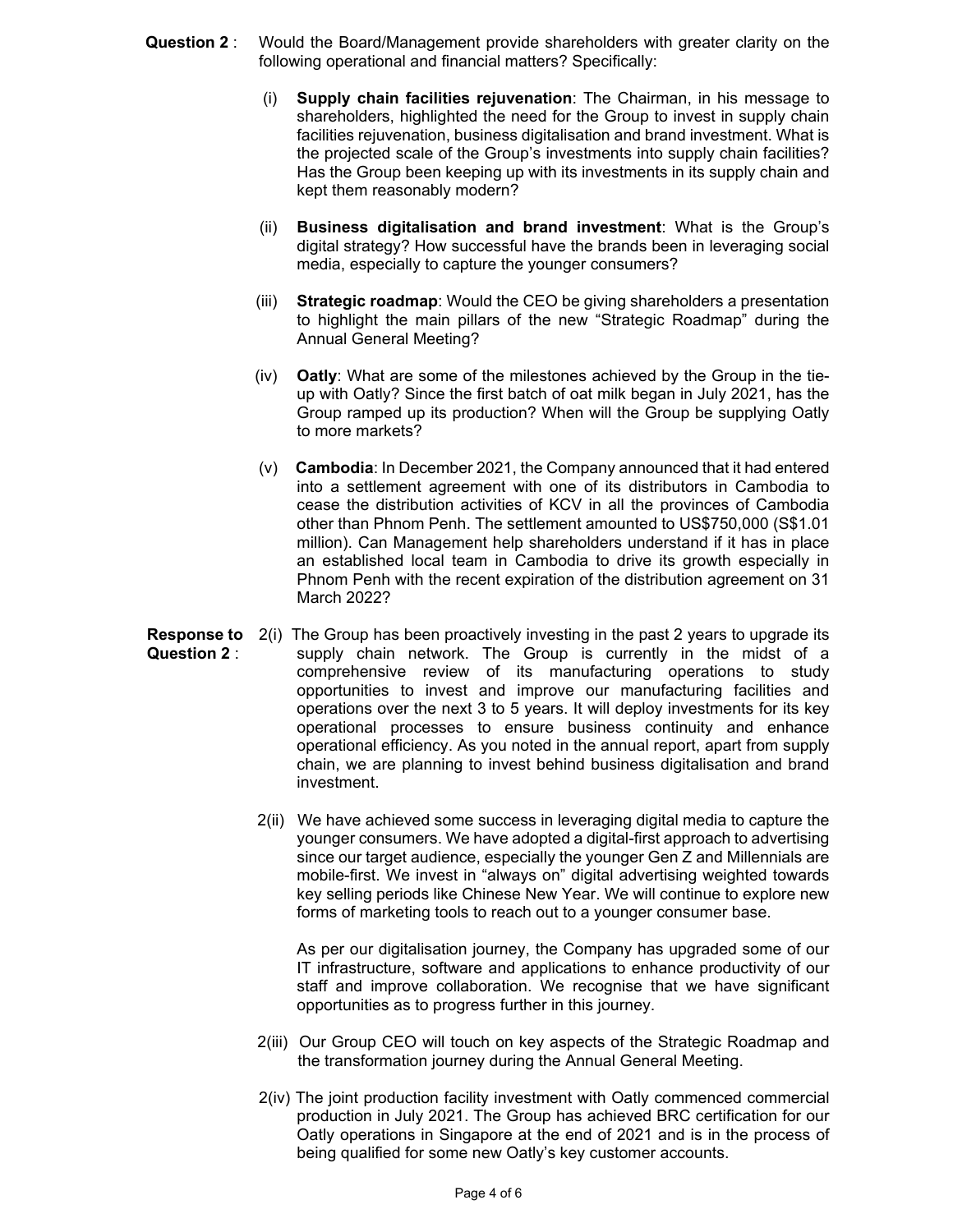**Question 2** : Would the Board/Management provide shareholders with greater clarity on the following operational and financial matters? Specifically:

(i) **Supply chain facilities rejuvenation**: The Chairman, in his message to shareholders, highlighted the need for the Group to invest in supply chain facilities rejuvenation, business digitalisation and brand investment. What is the projected scale of the Group's investments into supply chain facilities? Has the Group been keeping up with its investments in its supply chain and kept them reasonably modern?

(ii) **Business digitalisation and brand investment**: What is the Group's digital strategy? How successful have the brands been in leveraging social media, especially to capture the younger consumers?

(iii) **Strategic roadmap**: Would the CEO be giving shareholders a presentation to highlight the main pillars of the new "Strategic Roadmap" during the Annual General Meeting?

(iv) **Oatly**: What are some of the milestones achieved by the Group in the tie-up with Oatly? Since the first batch of oat milk began in July 2021, has the Group ramped up its production? When will the Group be supplying Oatly to more markets?

(v) **Cambodia**: In December 2021, the Company announced that it had entered into a settlement agreement with one of its distributors in Cambodia to cease the distribution activities of KCV in all the provinces of Cambodia other than Phnom Penh. The settlement amounted to US$750,000 (S$1.01 million). Can Management help shareholders understand if it has in place an established local team in Cambodia to drive its growth especially in Phnom Penh with the recent expiration of the distribution agreement on 31 March 2022?

**Response to Question 2** :

2(i) The Group has been proactively investing in the past 2 years to upgrade its supply chain network. The Group is currently in the midst of a comprehensive review of its manufacturing operations to study opportunities to invest and improve our manufacturing facilities and operations over the next 3 to 5 years. It will deploy investments for its key operational processes to ensure business continuity and enhance operational efficiency. As you noted in the annual report, apart from supply chain, we are planning to invest behind business digitalisation and brand investment.

2(ii) We have achieved some success in leveraging digital media to capture the younger consumers. We have adopted a digital-first approach to advertising since our target audience, especially the younger Gen Z and Millennials are mobile-first. We invest in "always on" digital advertising weighted towards key selling periods like Chinese New Year. We will continue to explore new forms of marketing tools to reach out to a younger consumer base.

As per our digitalisation journey, the Company has upgraded some of our IT infrastructure, software and applications to enhance productivity of our staff and improve collaboration. We recognise that we have significant opportunities as to progress further in this journey.

2(iii) Our Group CEO will touch on key aspects of the Strategic Roadmap and the transformation journey during the Annual General Meeting.

2(iv) The joint production facility investment with Oatly commenced commercial production in July 2021. The Group has achieved BRC certification for our Oatly operations in Singapore at the end of 2021 and is in the process of being qualified for some new Oatly's key customer accounts.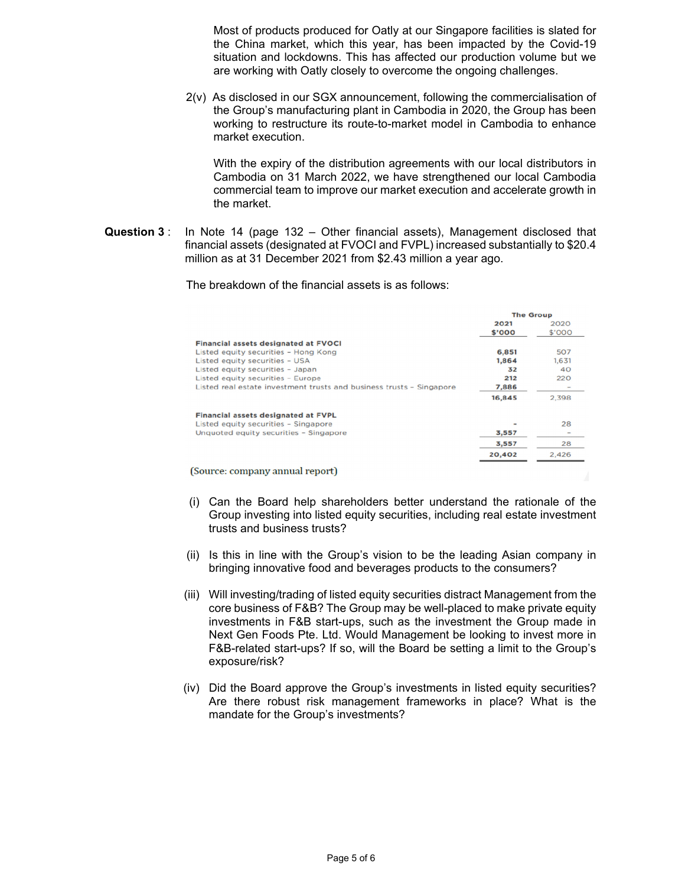Most of products produced for Oatly at our Singapore facilities is slated for the China market, which this year, has been impacted by the Covid-19 situation and lockdowns. This has affected our production volume but we are working with Oatly closely to overcome the ongoing challenges.

2(v) As disclosed in our SGX announcement, following the commercialisation of the Group's manufacturing plant in Cambodia in 2020, the Group has been working to restructure its route-to-market model in Cambodia to enhance market execution.

With the expiry of the distribution agreements with our local distributors in Cambodia on 31 March 2022, we have strengthened our local Cambodia commercial team to improve our market execution and accelerate growth in the market.

**Question 3** : In Note 14 (page 132 – Other financial assets), Management disclosed that financial assets (designated at FVOCI and FVPL) increased substantially to $20.4 million as at 31 December 2021 from $2.43 million a year ago.

The breakdown of the financial assets is as follows:

| | The Group | |
|---|---|---|
| | 2021 $'000 | 2020 $'000 |
| **Financial assets designated at FVOCI** | | |
| Listed equity securities – Hong Kong | 6,851 | 507 |
| Listed equity securities – USA | 1,864 | 1,631 |
| Listed equity securities – Japan | 32 | 40 |
| Listed equity securities – Europe | 212 | 220 |
| Listed real estate investment trusts and business trusts – Singapore | 7,886 | – |
| | 16,845 | 2,398 |
| **Financial assets designated at FVPL** | | |
| Listed equity securities – Singapore | - | 28 |
| Unquoted equity securities – Singapore | 3,557 | – |
| | 3,557 | 28 |
| | 20,402 | 2,426 |

(Source: company annual report)

(i) Can the Board help shareholders better understand the rationale of the Group investing into listed equity securities, including real estate investment trusts and business trusts?

(ii) Is this in line with the Group's vision to be the leading Asian company in bringing innovative food and beverages products to the consumers?

(iii) Will investing/trading of listed equity securities distract Management from the core business of F&B? The Group may be well-placed to make private equity investments in F&B start-ups, such as the investment the Group made in Next Gen Foods Pte. Ltd. Would Management be looking to invest more in F&B-related start-ups? If so, will the Board be setting a limit to the Group's exposure/risk?

(iv) Did the Board approve the Group's investments in listed equity securities? Are there robust risk management frameworks in place? What is the mandate for the Group's investments?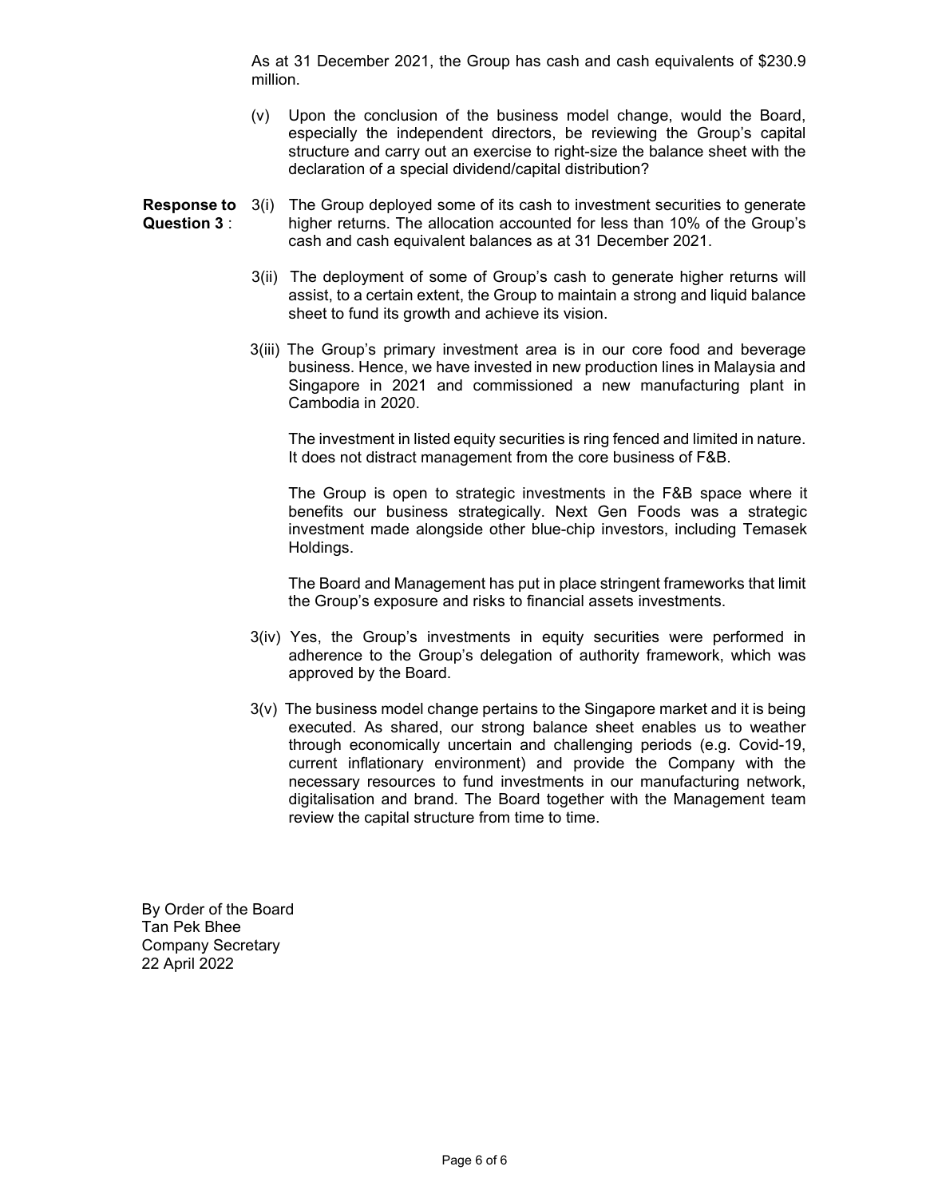As at 31 December 2021, the Group has cash and cash equivalents of $230.9 million.

(v) Upon the conclusion of the business model change, would the Board, especially the independent directors, be reviewing the Group's capital structure and carry out an exercise to right-size the balance sheet with the declaration of a special dividend/capital distribution?

**Response to Question 3** :

3(i) The Group deployed some of its cash to investment securities to generate higher returns. The allocation accounted for less than 10% of the Group's cash and cash equivalent balances as at 31 December 2021.

3(ii) The deployment of some of Group's cash to generate higher returns will assist, to a certain extent, the Group to maintain a strong and liquid balance sheet to fund its growth and achieve its vision.

3(iii) The Group's primary investment area is in our core food and beverage business. Hence, we have invested in new production lines in Malaysia and Singapore in 2021 and commissioned a new manufacturing plant in Cambodia in 2020.

The investment in listed equity securities is ring fenced and limited in nature. It does not distract management from the core business of F&B.

The Group is open to strategic investments in the F&B space where it benefits our business strategically. Next Gen Foods was a strategic investment made alongside other blue-chip investors, including Temasek Holdings.

The Board and Management has put in place stringent frameworks that limit the Group's exposure and risks to financial assets investments.

3(iv) Yes, the Group's investments in equity securities were performed in adherence to the Group's delegation of authority framework, which was approved by the Board.

3(v) The business model change pertains to the Singapore market and it is being executed. As shared, our strong balance sheet enables us to weather through economically uncertain and challenging periods (e.g. Covid-19, current inflationary environment) and provide the Company with the necessary resources to fund investments in our manufacturing network, digitalisation and brand. The Board together with the Management team review the capital structure from time to time.

By Order of the Board
Tan Pek Bhee
Company Secretary
22 April 2022